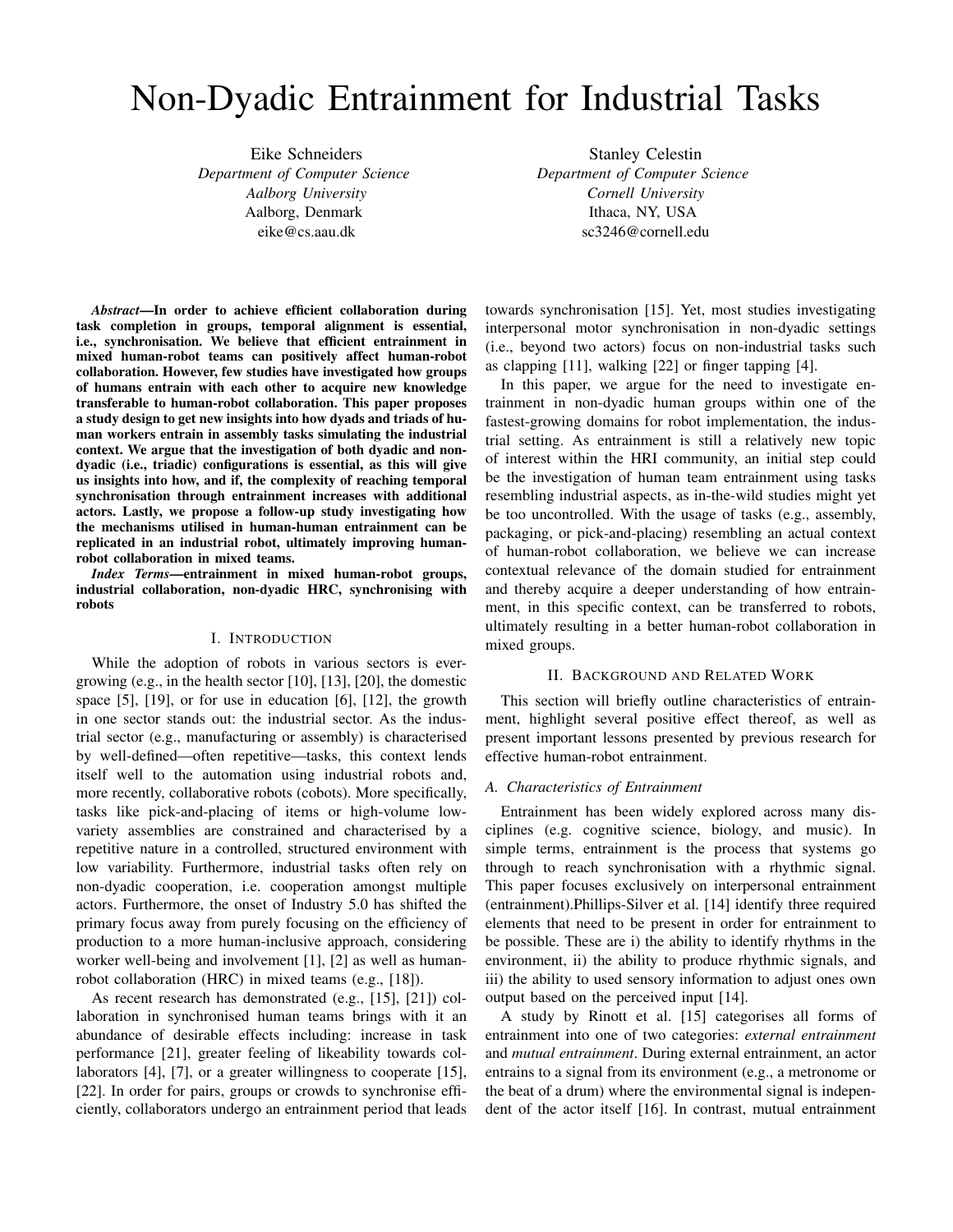// Non-Dyadic Entrainment for Industrial Tasks

Eike Schneiders
*Department of Computer Science*
*Aalborg University*
Aalborg, Denmark
eike@cs.aau.dk

Stanley Celestin
*Department of Computer Science*
*Cornell University*
Ithaca, NY, USA
sc3246@cornell.edu

***Abstract*—In order to achieve efficient collaboration during task completion in groups, temporal alignment is essential, i.e., synchronisation. We believe that efficient entrainment in mixed human-robot teams can positively affect human-robot collaboration. However, few studies have investigated how groups of humans entrain with each other to acquire new knowledge transferable to human-robot collaboration. This paper proposes a study design to get new insights into how dyads and triads of human workers entrain in assembly tasks simulating the industrial context. We argue that the investigation of both dyadic and non-dyadic (i.e., triadic) configurations is essential, as this will give us insights into how, and if, the complexity of reaching temporal synchronisation through entrainment increases with additional actors. Lastly, we propose a follow-up study investigating how the mechanisms utilised in human-human entrainment can be replicated in an industrial robot, ultimately improving human-robot collaboration in mixed teams.**

***Index Terms*—entrainment in mixed human-robot groups, industrial collaboration, non-dyadic HRC, synchronising with robots**

## I. Introduction

While the adoption of robots in various sectors is ever-growing (e.g., in the health sector [10], [13], [20], the domestic space [5], [19], or for use in education [6], [12], the growth in one sector stands out: the industrial sector. As the industrial sector (e.g., manufacturing or assembly) is characterised by well-defined—often repetitive—tasks, this context lends itself well to the automation using industrial robots and, more recently, collaborative robots (cobots). More specifically, tasks like pick-and-placing of items or high-volume low-variety assemblies are constrained and characterised by a repetitive nature in a controlled, structured environment with low variability. Furthermore, industrial tasks often rely on non-dyadic cooperation, i.e. cooperation amongst multiple actors. Furthermore, the onset of Industry 5.0 has shifted the primary focus away from purely focusing on the efficiency of production to a more human-inclusive approach, considering worker well-being and involvement [1], [2] as well as human-robot collaboration (HRC) in mixed teams (e.g., [18]).

As recent research has demonstrated (e.g., [15], [21]) collaboration in synchronised human teams brings with it an abundance of desirable effects including: increase in task performance [21], greater feeling of likeability towards collaborators [4], [7], or a greater willingness to cooperate [15], [22]. In order for pairs, groups or crowds to synchronise efficiently, collaborators undergo an entrainment period that leads towards synchronisation [15]. Yet, most studies investigating interpersonal motor synchronisation in non-dyadic settings (i.e., beyond two actors) focus on non-industrial tasks such as clapping [11], walking [22] or finger tapping [4].

In this paper, we argue for the need to investigate entrainment in non-dyadic human groups within one of the fastest-growing domains for robot implementation, the industrial setting. As entrainment is still a relatively new topic of interest within the HRI community, an initial step could be the investigation of human team entrainment using tasks resembling industrial aspects, as in-the-wild studies might yet be too uncontrolled. With the usage of tasks (e.g., assembly, packaging, or pick-and-placing) resembling an actual context of human-robot collaboration, we believe we can increase contextual relevance of the domain studied for entrainment and thereby acquire a deeper understanding of how entrainment, in this specific context, can be transferred to robots, ultimately resulting in a better human-robot collaboration in mixed groups.

## II. Background and Related Work

This section will briefly outline characteristics of entrainment, highlight several positive effect thereof, as well as present important lessons presented by previous research for effective human-robot entrainment.

### A. Characteristics of Entrainment

Entrainment has been widely explored across many disciplines (e.g. cognitive science, biology, and music). In simple terms, entrainment is the process that systems go through to reach synchronisation with a rhythmic signal. This paper focuses exclusively on interpersonal entrainment (entrainment).Phillips-Silver et al. [14] identify three required elements that need to be present in order for entrainment to be possible. These are i) the ability to identify rhythms in the environment, ii) the ability to produce rhythmic signals, and iii) the ability to used sensory information to adjust ones own output based on the perceived input [14].

A study by Rinott et al. [15] categorises all forms of entrainment into one of two categories: *external entrainment* and *mutual entrainment*. During external entrainment, an actor entrains to a signal from its environment (e.g., a metronome or the beat of a drum) where the environmental signal is independent of the actor itself [16]. In contrast, mutual entrainment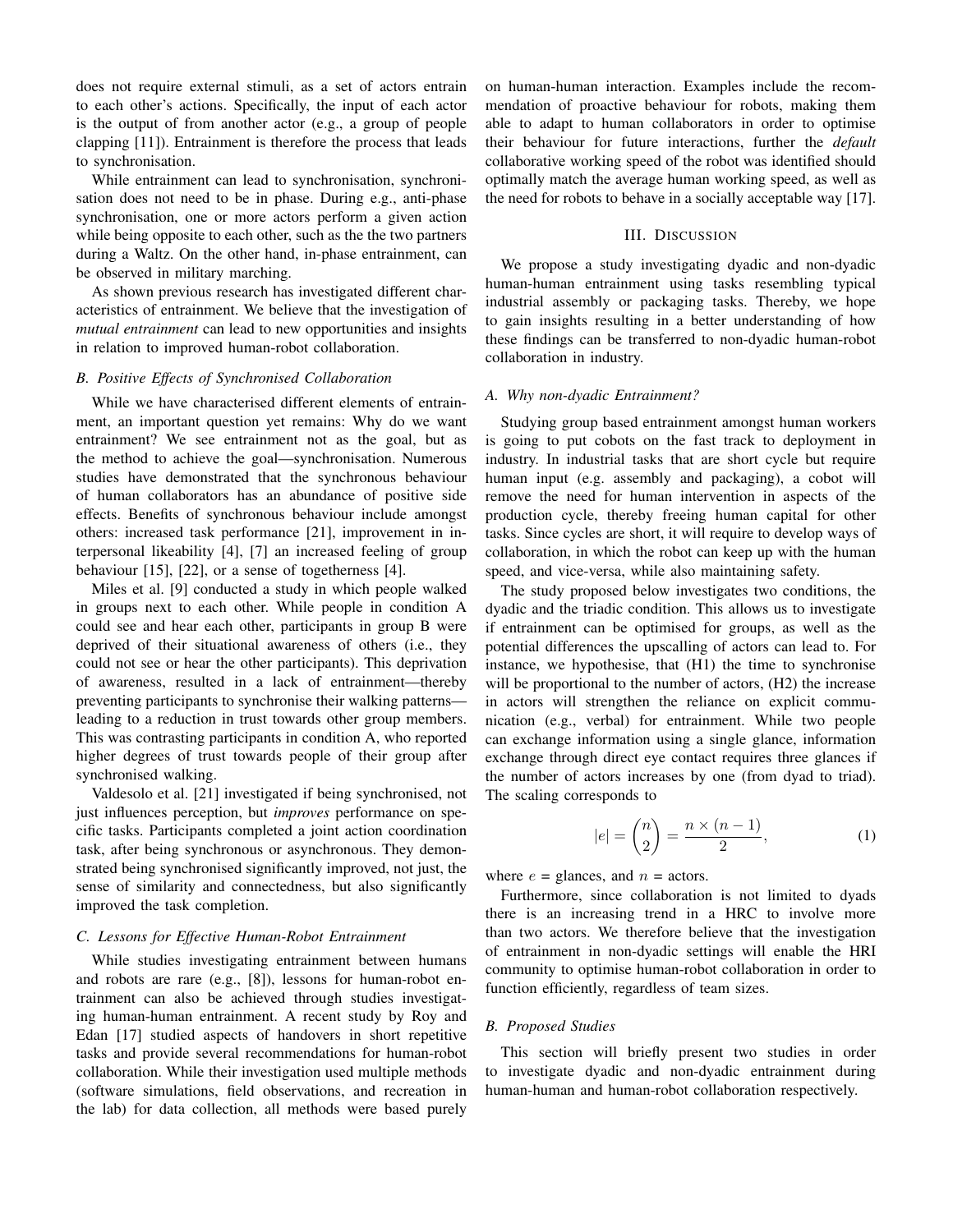does not require external stimuli, as a set of actors entrain to each other's actions. Specifically, the input of each actor is the output of from another actor (e.g., a group of people clapping [11]). Entrainment is therefore the process that leads to synchronisation.

While entrainment can lead to synchronisation, synchronisation does not need to be in phase. During e.g., anti-phase synchronisation, one or more actors perform a given action while being opposite to each other, such as the the two partners during a Waltz. On the other hand, in-phase entrainment, can be observed in military marching.

As shown previous research has investigated different characteristics of entrainment. We believe that the investigation of *mutual entrainment* can lead to new opportunities and insights in relation to improved human-robot collaboration.

### B. Positive Effects of Synchronised Collaboration

While we have characterised different elements of entrainment, an important question yet remains: Why do we want entrainment? We see entrainment not as the goal, but as the method to achieve the goal—synchronisation. Numerous studies have demonstrated that the synchronous behaviour of human collaborators has an abundance of positive side effects. Benefits of synchronous behaviour include amongst others: increased task performance [21], improvement in interpersonal likeability [4], [7] an increased feeling of group behaviour [15], [22], or a sense of togetherness [4].

Miles et al. [9] conducted a study in which people walked in groups next to each other. While people in condition A could see and hear each other, participants in group B were deprived of their situational awareness of others (i.e., they could not see or hear the other participants). This deprivation of awareness, resulted in a lack of entrainment—thereby preventing participants to synchronise their walking patterns—leading to a reduction in trust towards other group members. This was contrasting participants in condition A, who reported higher degrees of trust towards people of their group after synchronised walking.

Valdesolo et al. [21] investigated if being synchronised, not just influences perception, but *improves* performance on specific tasks. Participants completed a joint action coordination task, after being synchronous or asynchronous. They demonstrated being synchronised significantly improved, not just, the sense of similarity and connectedness, but also significantly improved the task completion.

### C. Lessons for Effective Human-Robot Entrainment

While studies investigating entrainment between humans and robots are rare (e.g., [8]), lessons for human-robot entrainment can also be achieved through studies investigating human-human entrainment. A recent study by Roy and Edan [17] studied aspects of handovers in short repetitive tasks and provide several recommendations for human-robot collaboration. While their investigation used multiple methods (software simulations, field observations, and recreation in the lab) for data collection, all methods were based purely on human-human interaction. Examples include the recommendation of proactive behaviour for robots, making them able to adapt to human collaborators in order to optimise their behaviour for future interactions, further the *default* collaborative working speed of the robot was identified should optimally match the average human working speed, as well as the need for robots to behave in a socially acceptable way [17].

## III. Discussion

We propose a study investigating dyadic and non-dyadic human-human entrainment using tasks resembling typical industrial assembly or packaging tasks. Thereby, we hope to gain insights resulting in a better understanding of how these findings can be transferred to non-dyadic human-robot collaboration in industry.

### A. Why non-dyadic Entrainment?

Studying group based entrainment amongst human workers is going to put cobots on the fast track to deployment in industry. In industrial tasks that are short cycle but require human input (e.g. assembly and packaging), a cobot will remove the need for human intervention in aspects of the production cycle, thereby freeing human capital for other tasks. Since cycles are short, it will require to develop ways of collaboration, in which the robot can keep up with the human speed, and vice-versa, while also maintaining safety.

The study proposed below investigates two conditions, the dyadic and the triadic condition. This allows us to investigate if entrainment can be optimised for groups, as well as the potential differences the upscalling of actors can lead to. For instance, we hypothesise, that (H1) the time to synchronise will be proportional to the number of actors, (H2) the increase in actors will strengthen the reliance on explicit communication (e.g., verbal) for entrainment. While two people can exchange information using a single glance, information exchange through direct eye contact requires three glances if the number of actors increases by one (from dyad to triad). The scaling corresponds to

$$|e| = \binom{n}{2} = \frac{n \times (n-1)}{2}, \tag{1}$$

where $e$ = glances, and $n$ = actors.

Furthermore, since collaboration is not limited to dyads there is an increasing trend in a HRC to involve more than two actors. We therefore believe that the investigation of entrainment in non-dyadic settings will enable the HRI community to optimise human-robot collaboration in order to function efficiently, regardless of team sizes.

### B. Proposed Studies

This section will briefly present two studies in order to investigate dyadic and non-dyadic entrainment during human-human and human-robot collaboration respectively.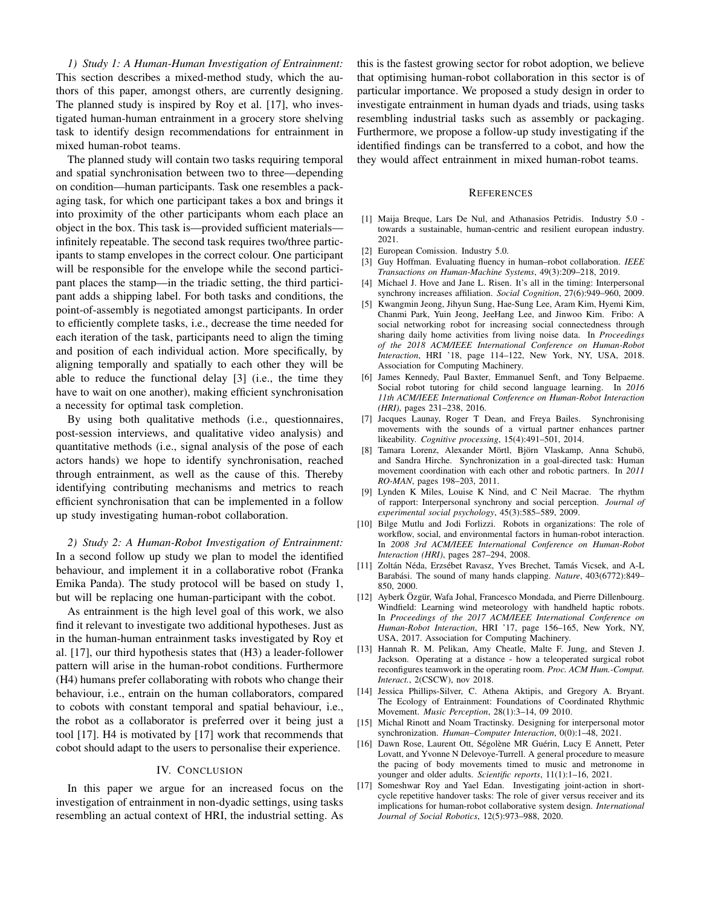*1) Study 1: A Human-Human Investigation of Entrainment:* This section describes a mixed-method study, which the authors of this paper, amongst others, are currently designing. The planned study is inspired by Roy et al. [17], who investigated human-human entrainment in a grocery store shelving task to identify design recommendations for entrainment in mixed human-robot teams.

The planned study will contain two tasks requiring temporal and spatial synchronisation between two to three—depending on condition—human participants. Task one resembles a packaging task, for which one participant takes a box and brings it into proximity of the other participants whom each place an object in the box. This task is—provided sufficient materials—infinitely repeatable. The second task requires two/three participants to stamp envelopes in the correct colour. One participant will be responsible for the envelope while the second participant places the stamp—in the triadic setting, the third participant adds a shipping label. For both tasks and conditions, the point-of-assembly is negotiated amongst participants. In order to efficiently complete tasks, i.e., decrease the time needed for each iteration of the task, participants need to align the timing and position of each individual action. More specifically, by aligning temporally and spatially to each other they will be able to reduce the functional delay [3] (i.e., the time they have to wait on one another), making efficient synchronisation a necessity for optimal task completion.

By using both qualitative methods (i.e., questionnaires, post-session interviews, and qualitative video analysis) and quantitative methods (i.e., signal analysis of the pose of each actors hands) we hope to identify synchronisation, reached through entrainment, as well as the cause of this. Thereby identifying contributing mechanisms and metrics to reach efficient synchronisation that can be implemented in a follow up study investigating human-robot collaboration.

*2) Study 2: A Human-Robot Investigation of Entrainment:* In a second follow up study we plan to model the identified behaviour, and implement it in a collaborative robot (Franka Emika Panda). The study protocol will be based on study 1, but will be replacing one human-participant with the cobot.

As entrainment is the high level goal of this work, we also find it relevant to investigate two additional hypotheses. Just as in the human-human entrainment tasks investigated by Roy et al. [17], our third hypothesis states that (H3) a leader-follower pattern will arise in the human-robot conditions. Furthermore (H4) humans prefer collaborating with robots who change their behaviour, i.e., entrain on the human collaborators, compared to cobots with constant temporal and spatial behaviour, i.e., the robot as a collaborator is preferred over it being just a tool [17]. H4 is motivated by [17] work that recommends that cobot should adapt to the users to personalise their experience.

## IV. Conclusion

In this paper we argue for an increased focus on the investigation of entrainment in non-dyadic settings, using tasks resembling an actual context of HRI, the industrial setting. As this is the fastest growing sector for robot adoption, we believe that optimising human-robot collaboration in this sector is of particular importance. We proposed a study design in order to investigate entrainment in human dyads and triads, using tasks resembling industrial tasks such as assembly or packaging. Furthermore, we propose a follow-up study investigating if the identified findings can be transferred to a cobot, and how the they would affect entrainment in mixed human-robot teams.

## References

[1] Maija Breque, Lars De Nul, and Athanasios Petridis. Industry 5.0 - towards a sustainable, human-centric and resilient european industry. 2021.

[2] European Comission. Industry 5.0.

[3] Guy Hoffman. Evaluating fluency in human–robot collaboration. *IEEE Transactions on Human-Machine Systems*, 49(3):209–218, 2019.

[4] Michael J. Hove and Jane L. Risen. It's all in the timing: Interpersonal synchrony increases affiliation. *Social Cognition*, 27(6):949–960, 2009.

[5] Kwangmin Jeong, Jihyun Sung, Hae-Sung Lee, Aram Kim, Hyemi Kim, Chanmi Park, Yuin Jeong, JeeHang Lee, and Jinwoo Kim. Fribo: A social networking robot for increasing social connectedness through sharing daily home activities from living noise data. In *Proceedings of the 2018 ACM/IEEE International Conference on Human-Robot Interaction*, HRI '18, page 114–122, New York, NY, USA, 2018. Association for Computing Machinery.

[6] James Kennedy, Paul Baxter, Emmanuel Senft, and Tony Belpaeme. Social robot tutoring for child second language learning. In *2016 11th ACM/IEEE International Conference on Human-Robot Interaction (HRI)*, pages 231–238, 2016.

[7] Jacques Launay, Roger T Dean, and Freya Bailes. Synchronising movements with the sounds of a virtual partner enhances partner likeability. *Cognitive processing*, 15(4):491–501, 2014.

[8] Tamara Lorenz, Alexander Mörtl, Björn Vlaskamp, Anna Schubö, and Sandra Hirche. Synchronization in a goal-directed task: Human movement coordination with each other and robotic partners. In *2011 RO-MAN*, pages 198–203, 2011.

[9] Lynden K Miles, Louise K Nind, and C Neil Macrae. The rhythm of rapport: Interpersonal synchrony and social perception. *Journal of experimental social psychology*, 45(3):585–589, 2009.

[10] Bilge Mutlu and Jodi Forlizzi. Robots in organizations: The role of workflow, social, and environmental factors in human-robot interaction. In *2008 3rd ACM/IEEE International Conference on Human-Robot Interaction (HRI)*, pages 287–294, 2008.

[11] Zoltán Néda, Erzsébet Ravasz, Yves Brechet, Tamás Vicsek, and A-L Barabási. The sound of many hands clapping. *Nature*, 403(6772):849–850, 2000.

[12] Ayberk Özgür, Wafa Johal, Francesco Mondada, and Pierre Dillenbourg. Windfield: Learning wind meteorology with handheld haptic robots. In *Proceedings of the 2017 ACM/IEEE International Conference on Human-Robot Interaction*, HRI '17, page 156–165, New York, NY, USA, 2017. Association for Computing Machinery.

[13] Hannah R. M. Pelikan, Amy Cheatle, Malte F. Jung, and Steven J. Jackson. Operating at a distance - how a teleoperated surgical robot reconfigures teamwork in the operating room. *Proc. ACM Hum.-Comput. Interact.*, 2(CSCW), nov 2018.

[14] Jessica Phillips-Silver, C. Athena Aktipis, and Gregory A. Bryant. The Ecology of Entrainment: Foundations of Coordinated Rhythmic Movement. *Music Perception*, 28(1):3–14, 09 2010.

[15] Michal Rinott and Noam Tractinsky. Designing for interpersonal motor synchronization. *Human–Computer Interaction*, 0(0):1–48, 2021.

[16] Dawn Rose, Laurent Ott, Ségolène MR Guérin, Lucy E Annett, Peter Lovatt, and Yvonne N Delevoye-Turrell. A general procedure to measure the pacing of body movements timed to music and metronome in younger and older adults. *Scientific reports*, 11(1):1–16, 2021.

[17] Someshwar Roy and Yael Edan. Investigating joint-action in short-cycle repetitive handover tasks: The role of giver versus receiver and its implications for human-robot collaborative system design. *International Journal of Social Robotics*, 12(5):973–988, 2020.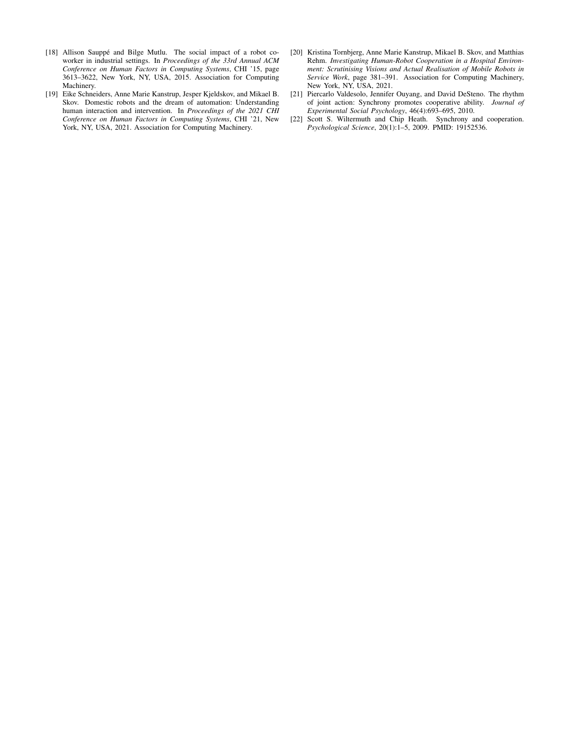[18] Allison Sauppé and Bilge Mutlu. The social impact of a robot co-worker in industrial settings. In *Proceedings of the 33rd Annual ACM Conference on Human Factors in Computing Systems*, CHI '15, page 3613–3622, New York, NY, USA, 2015. Association for Computing Machinery.

[19] Eike Schneiders, Anne Marie Kanstrup, Jesper Kjeldskov, and Mikael B. Skov. Domestic robots and the dream of automation: Understanding human interaction and intervention. In *Proceedings of the 2021 CHI Conference on Human Factors in Computing Systems*, CHI '21, New York, NY, USA, 2021. Association for Computing Machinery.

[20] Kristina Tornbjerg, Anne Marie Kanstrup, Mikael B. Skov, and Matthias Rehm. *Investigating Human-Robot Cooperation in a Hospital Environment: Scrutinising Visions and Actual Realisation of Mobile Robots in Service Work*, page 381–391. Association for Computing Machinery, New York, NY, USA, 2021.

[21] Piercarlo Valdesolo, Jennifer Ouyang, and David DeSteno. The rhythm of joint action: Synchrony promotes cooperative ability. *Journal of Experimental Social Psychology*, 46(4):693–695, 2010.

[22] Scott S. Wiltermuth and Chip Heath. Synchrony and cooperation. *Psychological Science*, 20(1):1–5, 2009. PMID: 19152536.